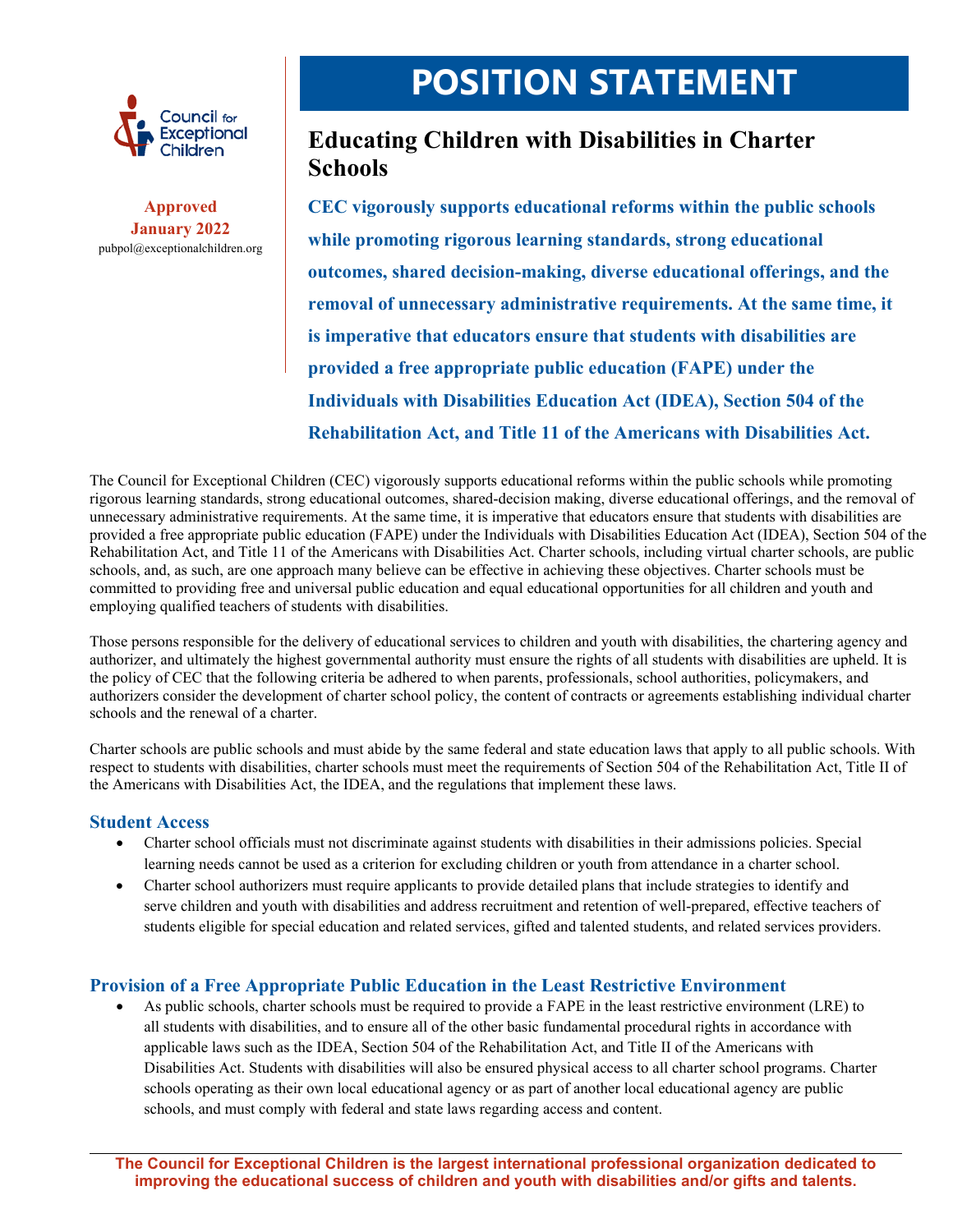Council for Exceptional Children

**Approved January 2022**
pubpol@exceptionalchildren.org

# POSITION STATEMENT

## Educating Children with Disabilities in Charter Schools

**CEC vigorously supports educational reforms within the public schools while promoting rigorous learning standards, strong educational outcomes, shared decision-making, diverse educational offerings, and the removal of unnecessary administrative requirements. At the same time, it is imperative that educators ensure that students with disabilities are provided a free appropriate public education (FAPE) under the Individuals with Disabilities Education Act (IDEA), Section 504 of the Rehabilitation Act, and Title 11 of the Americans with Disabilities Act.**

The Council for Exceptional Children (CEC) vigorously supports educational reforms within the public schools while promoting rigorous learning standards, strong educational outcomes, shared-decision making, diverse educational offerings, and the removal of unnecessary administrative requirements. At the same time, it is imperative that educators ensure that students with disabilities are provided a free appropriate public education (FAPE) under the Individuals with Disabilities Education Act (IDEA), Section 504 of the Rehabilitation Act, and Title 11 of the Americans with Disabilities Act. Charter schools, including virtual charter schools, are public schools, and, as such, are one approach many believe can be effective in achieving these objectives. Charter schools must be committed to providing free and universal public education and equal educational opportunities for all children and youth and employing qualified teachers of students with disabilities.

Those persons responsible for the delivery of educational services to children and youth with disabilities, the chartering agency and authorizer, and ultimately the highest governmental authority must ensure the rights of all students with disabilities are upheld. It is the policy of CEC that the following criteria be adhered to when parents, professionals, school authorities, policymakers, and authorizers consider the development of charter school policy, the content of contracts or agreements establishing individual charter schools and the renewal of a charter.

Charter schools are public schools and must abide by the same federal and state education laws that apply to all public schools. With respect to students with disabilities, charter schools must meet the requirements of Section 504 of the Rehabilitation Act, Title II of the Americans with Disabilities Act, the IDEA, and the regulations that implement these laws.

### Student Access

- Charter school officials must not discriminate against students with disabilities in their admissions policies. Special learning needs cannot be used as a criterion for excluding children or youth from attendance in a charter school.
- Charter school authorizers must require applicants to provide detailed plans that include strategies to identify and serve children and youth with disabilities and address recruitment and retention of well-prepared, effective teachers of students eligible for special education and related services, gifted and talented students, and related services providers.

### Provision of a Free Appropriate Public Education in the Least Restrictive Environment

- As public schools, charter schools must be required to provide a FAPE in the least restrictive environment (LRE) to all students with disabilities, and to ensure all of the other basic fundamental procedural rights in accordance with applicable laws such as the IDEA, Section 504 of the Rehabilitation Act, and Title II of the Americans with Disabilities Act. Students with disabilities will also be ensured physical access to all charter school programs. Charter schools operating as their own local educational agency or as part of another local educational agency are public schools, and must comply with federal and state laws regarding access and content.

**The Council for Exceptional Children is the largest international professional organization dedicated to improving the educational success of children and youth with disabilities and/or gifts and talents.**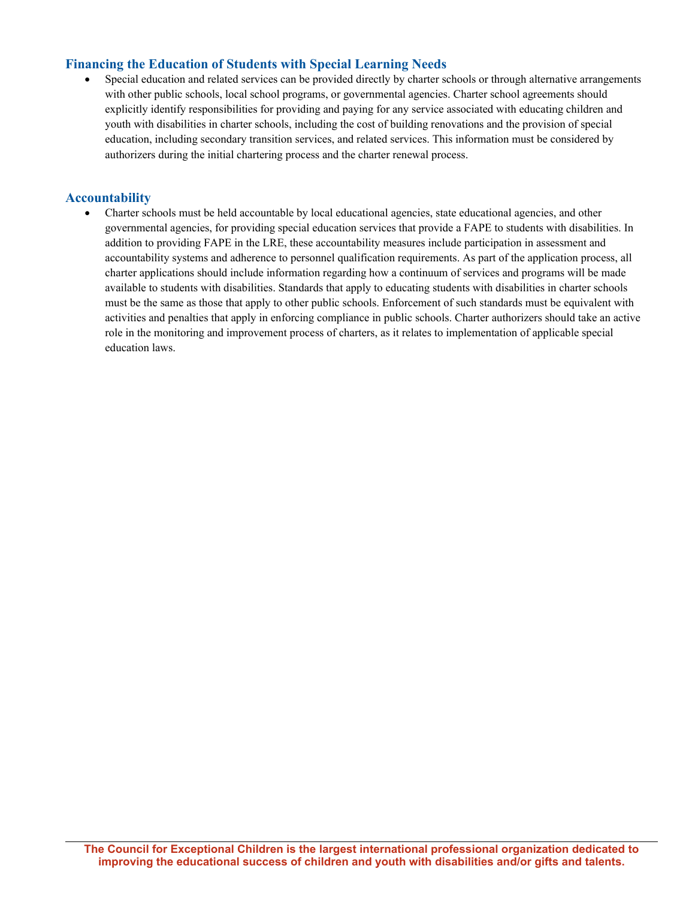## Financing the Education of Students with Special Learning Needs

- Special education and related services can be provided directly by charter schools or through alternative arrangements with other public schools, local school programs, or governmental agencies. Charter school agreements should explicitly identify responsibilities for providing and paying for any service associated with educating children and youth with disabilities in charter schools, including the cost of building renovations and the provision of special education, including secondary transition services, and related services. This information must be considered by authorizers during the initial chartering process and the charter renewal process.

## Accountability

- Charter schools must be held accountable by local educational agencies, state educational agencies, and other governmental agencies, for providing special education services that provide a FAPE to students with disabilities. In addition to providing FAPE in the LRE, these accountability measures include participation in assessment and accountability systems and adherence to personnel qualification requirements. As part of the application process, all charter applications should include information regarding how a continuum of services and programs will be made available to students with disabilities. Standards that apply to educating students with disabilities in charter schools must be the same as those that apply to other public schools. Enforcement of such standards must be equivalent with activities and penalties that apply in enforcing compliance in public schools. Charter authorizers should take an active role in the monitoring and improvement process of charters, as it relates to implementation of applicable special education laws.

**The Council for Exceptional Children is the largest international professional organization dedicated to improving the educational success of children and youth with disabilities and/or gifts and talents.**